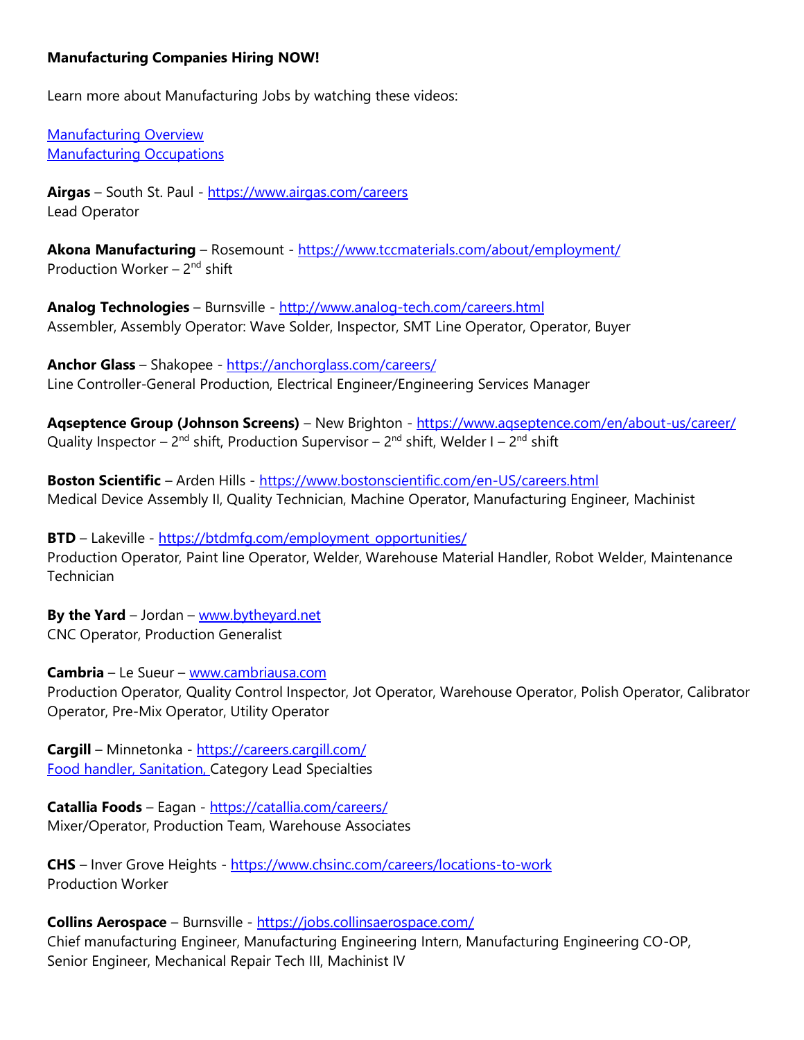**Manufacturing Companies Hiring NOW!**

Learn more about Manufacturing Jobs by watching these videos:

[Manufacturing Overview](#)
[Manufacturing Occupations](#)

**Airgas** – South St. Paul - https://www.airgas.com/careers
Lead Operator

**Akona Manufacturing** – Rosemount - https://www.tccmaterials.com/about/employment/
Production Worker – 2nd shift

**Analog Technologies** – Burnsville - http://www.analog-tech.com/careers.html
Assembler, Assembly Operator: Wave Solder, Inspector, SMT Line Operator, Operator, Buyer

**Anchor Glass** – Shakopee - https://anchorglass.com/careers/
Line Controller-General Production, Electrical Engineer/Engineering Services Manager

**Aqseptence Group (Johnson Screens)** – New Brighton - https://www.aqseptence.com/en/about-us/career/
Quality Inspector – 2nd shift, Production Supervisor – 2nd shift, Welder I – 2nd shift

**Boston Scientific** – Arden Hills - https://www.bostonscientific.com/en-US/careers.html
Medical Device Assembly II, Quality Technician, Machine Operator, Manufacturing Engineer, Machinist

**BTD** – Lakeville - https://btdmfg.com/employment_opportunities/
Production Operator, Paint line Operator, Welder, Warehouse Material Handler, Robot Welder, Maintenance Technician

**By the Yard** – Jordan – www.bytheyard.net
CNC Operator, Production Generalist

**Cambria** – Le Sueur – www.cambriausa.com
Production Operator, Quality Control Inspector, Jot Operator, Warehouse Operator, Polish Operator, Calibrator Operator, Pre-Mix Operator, Utility Operator

**Cargill** – Minnetonka - https://careers.cargill.com/
Food handler, Sanitation, Category Lead Specialties

**Catallia Foods** – Eagan - https://catallia.com/careers/
Mixer/Operator, Production Team, Warehouse Associates

**CHS** – Inver Grove Heights - https://www.chsinc.com/careers/locations-to-work
Production Worker

**Collins Aerospace** – Burnsville - https://jobs.collinsaerospace.com/
Chief manufacturing Engineer, Manufacturing Engineering Intern, Manufacturing Engineering CO-OP, Senior Engineer, Mechanical Repair Tech III, Machinist IV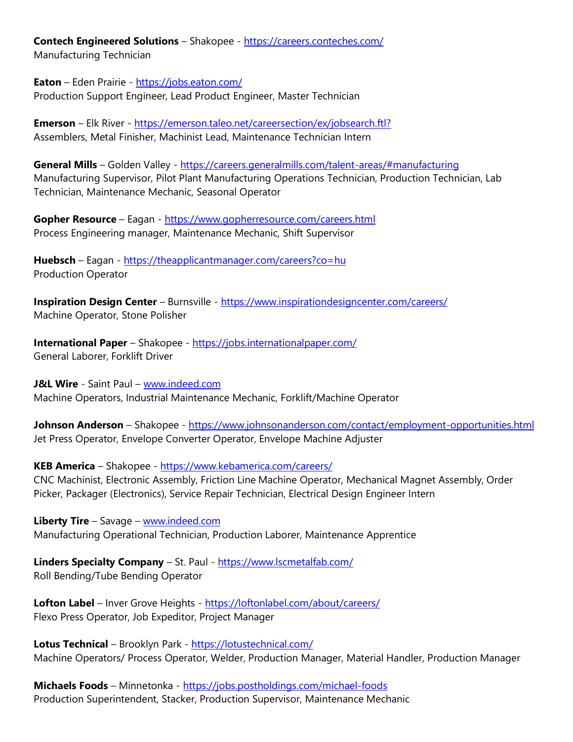**Contech Engineered Solutions** – Shakopee - https://careers.conteches.com/
Manufacturing Technician

**Eaton** – Eden Prairie - https://jobs.eaton.com/
Production Support Engineer, Lead Product Engineer, Master Technician

**Emerson** – Elk River - https://emerson.taleo.net/careersection/ex/jobsearch.ftl?
Assemblers, Metal Finisher, Machinist Lead, Maintenance Technician Intern

**General Mills** – Golden Valley - https://careers.generalmills.com/talent-areas/#manufacturing
Manufacturing Supervisor, Pilot Plant Manufacturing Operations Technician, Production Technician, Lab Technician, Maintenance Mechanic, Seasonal Operator

**Gopher Resource** – Eagan - https://www.gopherresource.com/careers.html
Process Engineering manager, Maintenance Mechanic, Shift Supervisor

**Huebsch** – Eagan - https://theapplicantmanager.com/careers?co=hu
Production Operator

**Inspiration Design Center** – Burnsville - https://www.inspirationdesigncenter.com/careers/
Machine Operator, Stone Polisher

**International Paper** – Shakopee - https://jobs.internationalpaper.com/
General Laborer, Forklift Driver

**J&L Wire** - Saint Paul – www.indeed.com
Machine Operators, Industrial Maintenance Mechanic, Forklift/Machine Operator

**Johnson Anderson** – Shakopee - https://www.johnsonanderson.com/contact/employment-opportunities.html
Jet Press Operator, Envelope Converter Operator, Envelope Machine Adjuster

**KEB America** – Shakopee - https://www.kebamerica.com/careers/
CNC Machinist, Electronic Assembly, Friction Line Machine Operator, Mechanical Magnet Assembly, Order Picker, Packager (Electronics), Service Repair Technician, Electrical Design Engineer Intern

**Liberty Tire** – Savage – www.indeed.com
Manufacturing Operational Technician, Production Laborer, Maintenance Apprentice

**Linders Specialty Company** – St. Paul - https://www.lscmetalfab.com/
Roll Bending/Tube Bending Operator

**Lofton Label** – Inver Grove Heights - https://loftonlabel.com/about/careers/
Flexo Press Operator, Job Expeditor, Project Manager

**Lotus Technical** – Brooklyn Park - https://lotustechnical.com/
Machine Operators/ Process Operator, Welder, Production Manager, Material Handler, Production Manager

**Michaels Foods** – Minnetonka - https://jobs.postholdings.com/michael-foods
Production Superintendent, Stacker, Production Supervisor, Maintenance Mechanic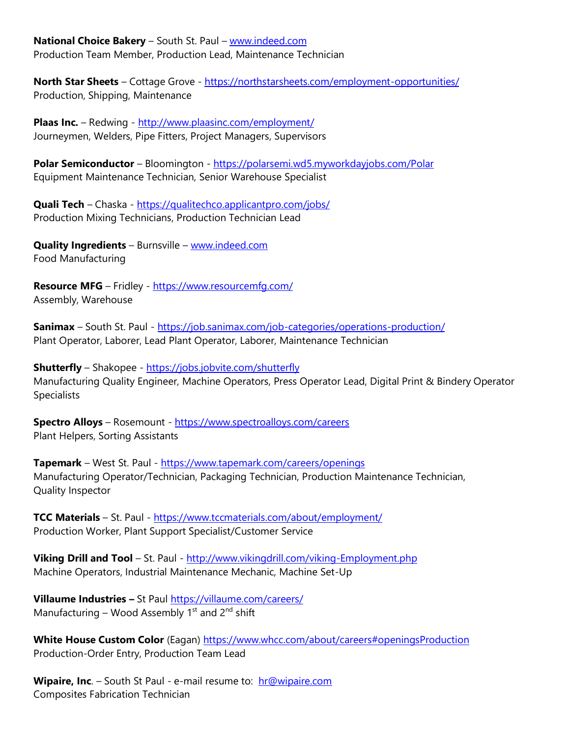**National Choice Bakery** – South St. Paul – www.indeed.com
Production Team Member, Production Lead, Maintenance Technician

**North Star Sheets** – Cottage Grove - https://northstarsheets.com/employment-opportunities/
Production, Shipping, Maintenance

**Plaas Inc.** – Redwing - http://www.plaasinc.com/employment/
Journeymen, Welders, Pipe Fitters, Project Managers, Supervisors

**Polar Semiconductor** – Bloomington - https://polarsemi.wd5.myworkdayjobs.com/Polar
Equipment Maintenance Technician, Senior Warehouse Specialist

**Quali Tech** – Chaska - https://qualitechco.applicantpro.com/jobs/
Production Mixing Technicians, Production Technician Lead

**Quality Ingredients** – Burnsville – www.indeed.com
Food Manufacturing

**Resource MFG** – Fridley - https://www.resourcemfg.com/
Assembly, Warehouse

**Sanimax** – South St. Paul - https://job.sanimax.com/job-categories/operations-production/
Plant Operator, Laborer, Lead Plant Operator, Laborer, Maintenance Technician

**Shutterfly** – Shakopee - https://jobs.jobvite.com/shutterfly
Manufacturing Quality Engineer, Machine Operators, Press Operator Lead, Digital Print & Bindery Operator Specialists

**Spectro Alloys** – Rosemount - https://www.spectroalloys.com/careers
Plant Helpers, Sorting Assistants

**Tapemark** – West St. Paul - https://www.tapemark.com/careers/openings
Manufacturing Operator/Technician, Packaging Technician, Production Maintenance Technician, Quality Inspector

**TCC Materials** – St. Paul - https://www.tccmaterials.com/about/employment/
Production Worker, Plant Support Specialist/Customer Service

**Viking Drill and Tool** – St. Paul - http://www.vikingdrill.com/viking-Employment.php
Machine Operators, Industrial Maintenance Mechanic, Machine Set-Up

**Villaume Industries –** St Paul https://villaume.com/careers/
Manufacturing – Wood Assembly 1st and 2nd shift

**White House Custom Color** (Eagan) https://www.whcc.com/about/careers#openingsProduction
Production-Order Entry, Production Team Lead

**Wipaire, Inc**. – South St Paul - e-mail resume to: hr@wipaire.com
Composites Fabrication Technician